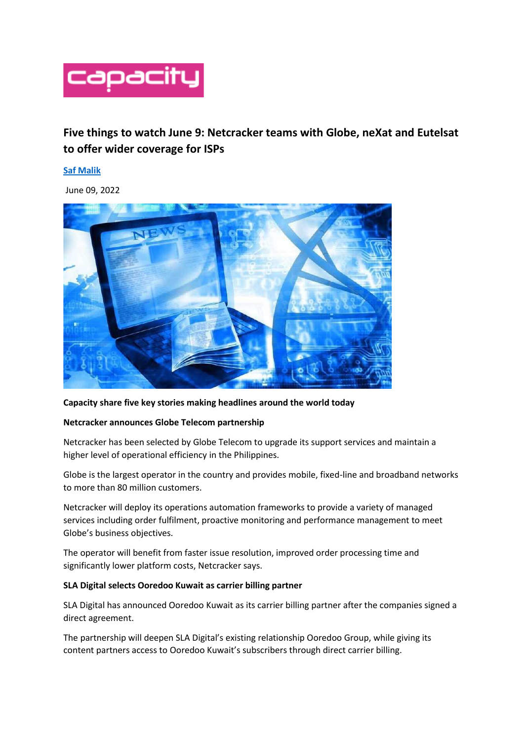capacity

# Five things to watch June 9: Netcracker teams with Globe, neXat and Eutelsat to offer wider coverage for ISPs

Saf Malik

June 09, 2022

**Capacity share five key stories making headlines around the world today**

**Netcracker announces Globe Telecom partnership**

Netcracker has been selected by Globe Telecom to upgrade its support services and maintain a higher level of operational efficiency in the Philippines.

Globe is the largest operator in the country and provides mobile, fixed-line and broadband networks to more than 80 million customers.

Netcracker will deploy its operations automation frameworks to provide a variety of managed services including order fulfilment, proactive monitoring and performance management to meet Globe's business objectives.

The operator will benefit from faster issue resolution, improved order processing time and significantly lower platform costs, Netcracker says.

**SLA Digital selects Ooredoo Kuwait as carrier billing partner**

SLA Digital has announced Ooredoo Kuwait as its carrier billing partner after the companies signed a direct agreement.

The partnership will deepen SLA Digital's existing relationship Ooredoo Group, while giving its content partners access to Ooredoo Kuwait's subscribers through direct carrier billing.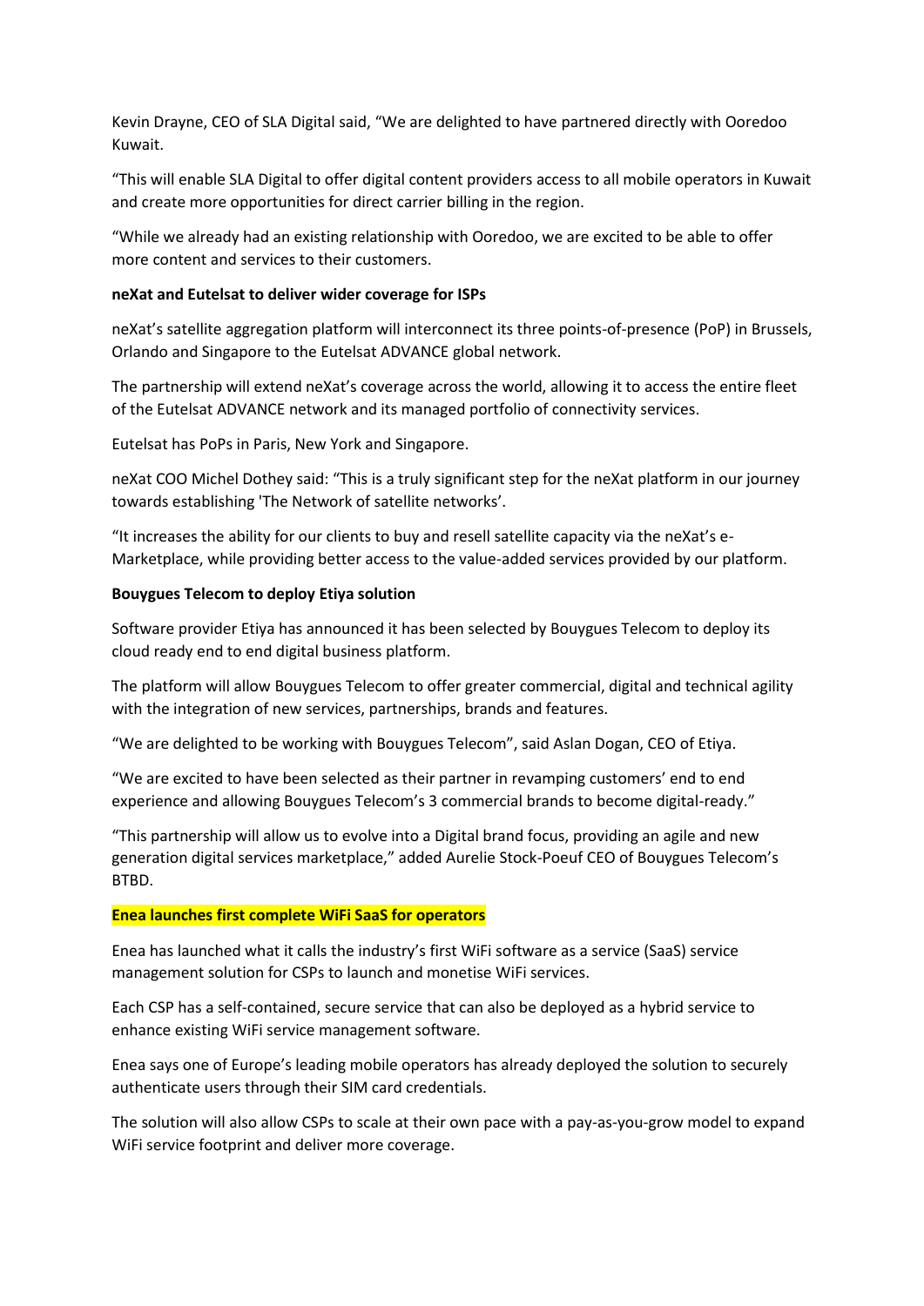Kevin Drayne, CEO of SLA Digital said, “We are delighted to have partnered directly with Ooredoo Kuwait.

“This will enable SLA Digital to offer digital content providers access to all mobile operators in Kuwait and create more opportunities for direct carrier billing in the region.

“While we already had an existing relationship with Ooredoo, we are excited to be able to offer more content and services to their customers.

**neXat and Eutelsat to deliver wider coverage for ISPs**

neXat’s satellite aggregation platform will interconnect its three points-of-presence (PoP) in Brussels, Orlando and Singapore to the Eutelsat ADVANCE global network.

The partnership will extend neXat’s coverage across the world, allowing it to access the entire fleet of the Eutelsat ADVANCE network and its managed portfolio of connectivity services.

Eutelsat has PoPs in Paris, New York and Singapore.

neXat COO Michel Dothey said: “This is a truly significant step for the neXat platform in our journey towards establishing 'The Network of satellite networks’.

“It increases the ability for our clients to buy and resell satellite capacity via the neXat’s e-Marketplace, while providing better access to the value-added services provided by our platform.

**Bouygues Telecom to deploy Etiya solution**

Software provider Etiya has announced it has been selected by Bouygues Telecom to deploy its cloud ready end to end digital business platform.

The platform will allow Bouygues Telecom to offer greater commercial, digital and technical agility with the integration of new services, partnerships, brands and features.

“We are delighted to be working with Bouygues Telecom”, said Aslan Dogan, CEO of Etiya.

“We are excited to have been selected as their partner in revamping customers’ end to end experience and allowing Bouygues Telecom’s 3 commercial brands to become digital-ready.”

“This partnership will allow us to evolve into a Digital brand focus, providing an agile and new generation digital services marketplace,” added Aurelie Stock-Poeuf CEO of Bouygues Telecom’s BTBD.

**Enea launches first complete WiFi SaaS for operators**

Enea has launched what it calls the industry’s first WiFi software as a service (SaaS) service management solution for CSPs to launch and monetise WiFi services.

Each CSP has a self-contained, secure service that can also be deployed as a hybrid service to enhance existing WiFi service management software.

Enea says one of Europe’s leading mobile operators has already deployed the solution to securely authenticate users through their SIM card credentials.

The solution will also allow CSPs to scale at their own pace with a pay-as-you-grow model to expand WiFi service footprint and deliver more coverage.